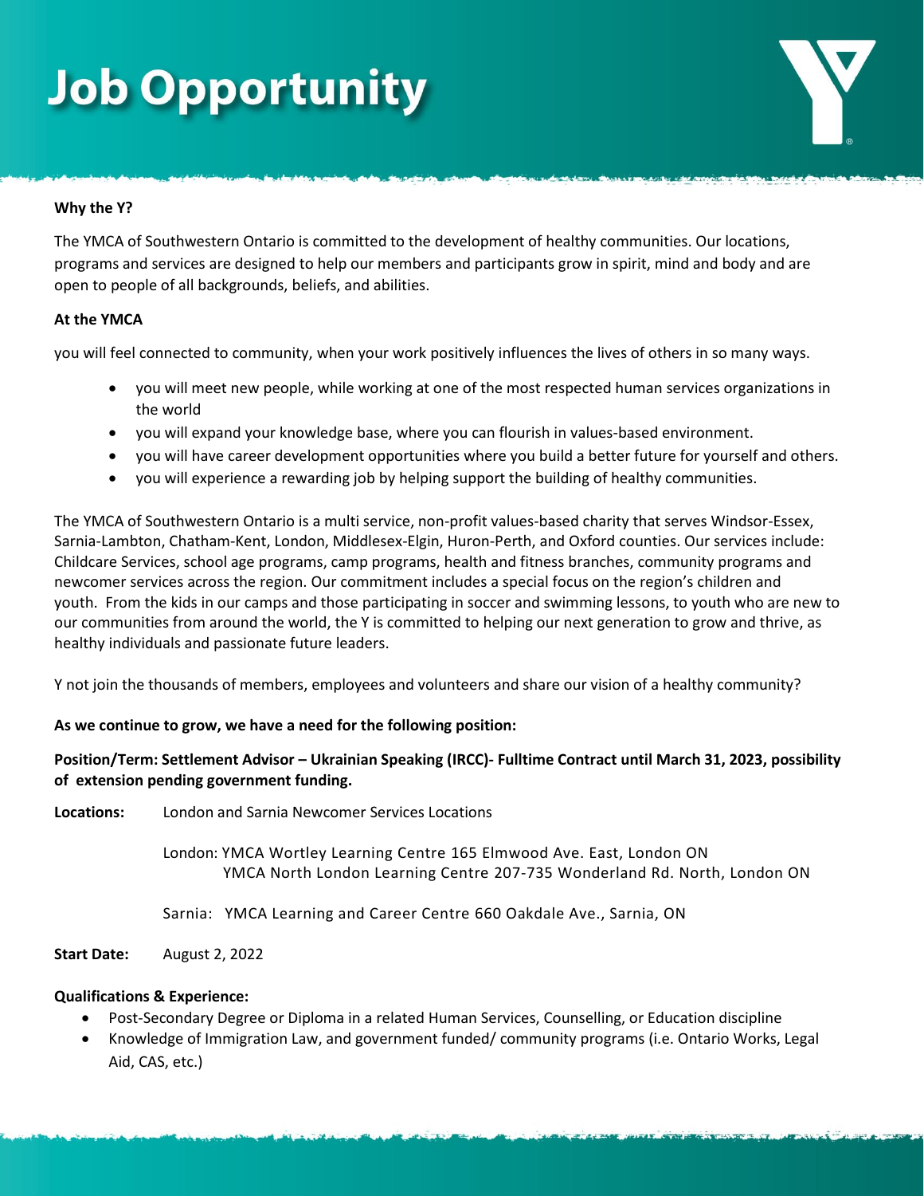# Job Opportunity

**Why the Y?**

The YMCA of Southwestern Ontario is committed to the development of healthy communities. Our locations, programs and services are designed to help our members and participants grow in spirit, mind and body and are open to people of all backgrounds, beliefs, and abilities.

**At the YMCA**

you will feel connected to community, when your work positively influences the lives of others in so many ways.

- you will meet new people, while working at one of the most respected human services organizations in the world
- you will expand your knowledge base, where you can flourish in values-based environment.
- you will have career development opportunities where you build a better future for yourself and others.
- you will experience a rewarding job by helping support the building of healthy communities.

The YMCA of Southwestern Ontario is a multi service, non-profit values-based charity that serves Windsor-Essex, Sarnia-Lambton, Chatham-Kent, London, Middlesex-Elgin, Huron-Perth, and Oxford counties. Our services include: Childcare Services, school age programs, camp programs, health and fitness branches, community programs and newcomer services across the region. Our commitment includes a special focus on the region's children and youth. From the kids in our camps and those participating in soccer and swimming lessons, to youth who are new to our communities from around the world, the Y is committed to helping our next generation to grow and thrive, as healthy individuals and passionate future leaders.

Y not join the thousands of members, employees and volunteers and share our vision of a healthy community?

**As we continue to grow, we have a need for the following position:**

**Position/Term: Settlement Advisor – Ukrainian Speaking (IRCC)- Fulltime Contract until March 31, 2023, possibility of extension pending government funding.**

**Locations:** London and Sarnia Newcomer Services Locations

London: YMCA Wortley Learning Centre 165 Elmwood Ave. East, London ON
YMCA North London Learning Centre 207-735 Wonderland Rd. North, London ON

Sarnia: YMCA Learning and Career Centre 660 Oakdale Ave., Sarnia, ON

**Start Date:** August 2, 2022

**Qualifications & Experience:**

- Post-Secondary Degree or Diploma in a related Human Services, Counselling, or Education discipline
- Knowledge of Immigration Law, and government funded/ community programs (i.e. Ontario Works, Legal Aid, CAS, etc.)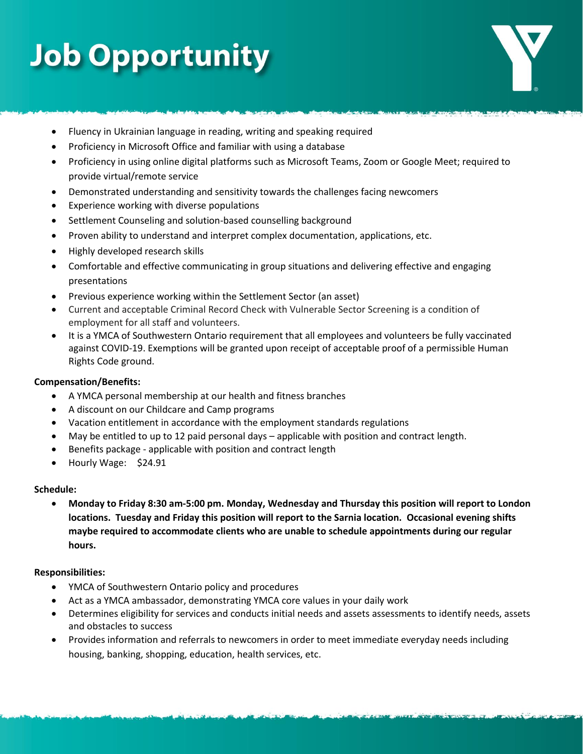# Job Opportunity

- Fluency in Ukrainian language in reading, writing and speaking required
- Proficiency in Microsoft Office and familiar with using a database
- Proficiency in using online digital platforms such as Microsoft Teams, Zoom or Google Meet; required to provide virtual/remote service
- Demonstrated understanding and sensitivity towards the challenges facing newcomers
- Experience working with diverse populations
- Settlement Counseling and solution-based counselling background
- Proven ability to understand and interpret complex documentation, applications, etc.
- Highly developed research skills
- Comfortable and effective communicating in group situations and delivering effective and engaging presentations
- Previous experience working within the Settlement Sector (an asset)
- Current and acceptable Criminal Record Check with Vulnerable Sector Screening is a condition of employment for all staff and volunteers.
- It is a YMCA of Southwestern Ontario requirement that all employees and volunteers be fully vaccinated against COVID-19. Exemptions will be granted upon receipt of acceptable proof of a permissible Human Rights Code ground.

**Compensation/Benefits:**

- A YMCA personal membership at our health and fitness branches
- A discount on our Childcare and Camp programs
- Vacation entitlement in accordance with the employment standards regulations
- May be entitled to up to 12 paid personal days – applicable with position and contract length.
- Benefits package - applicable with position and contract length
- Hourly Wage: $24.91

**Schedule:**

- **Monday to Friday 8:30 am-5:00 pm. Monday, Wednesday and Thursday this position will report to London locations. Tuesday and Friday this position will report to the Sarnia location. Occasional evening shifts maybe required to accommodate clients who are unable to schedule appointments during our regular hours.**

**Responsibilities:**

- YMCA of Southwestern Ontario policy and procedures
- Act as a YMCA ambassador, demonstrating YMCA core values in your daily work
- Determines eligibility for services and conducts initial needs and assets assessments to identify needs, assets and obstacles to success
- Provides information and referrals to newcomers in order to meet immediate everyday needs including housing, banking, shopping, education, health services, etc.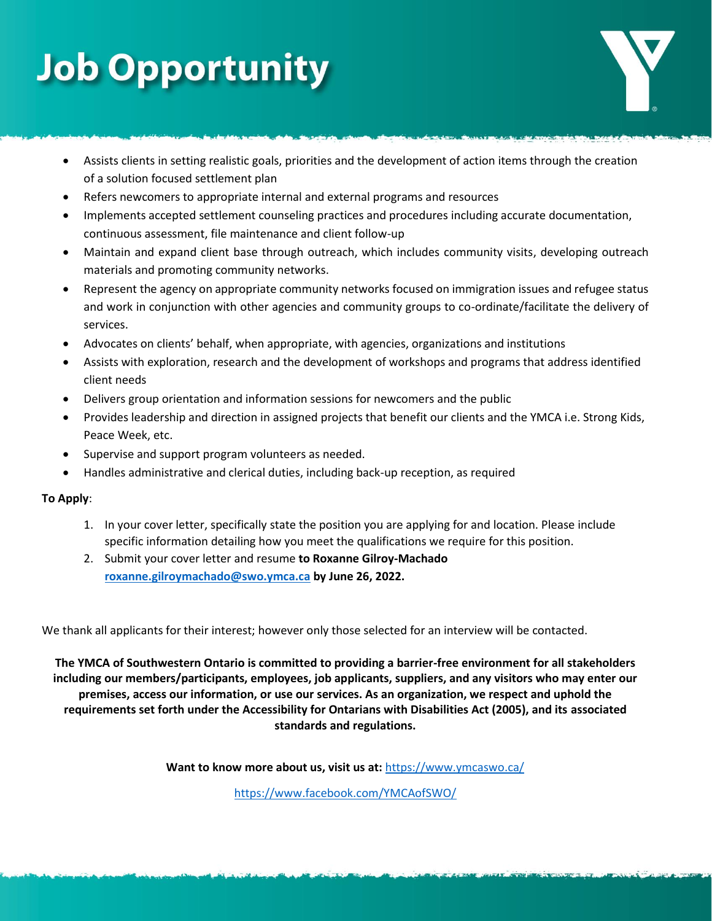# Job Opportunity

- Assists clients in setting realistic goals, priorities and the development of action items through the creation of a solution focused settlement plan
- Refers newcomers to appropriate internal and external programs and resources
- Implements accepted settlement counseling practices and procedures including accurate documentation, continuous assessment, file maintenance and client follow-up
- Maintain and expand client base through outreach, which includes community visits, developing outreach materials and promoting community networks.
- Represent the agency on appropriate community networks focused on immigration issues and refugee status and work in conjunction with other agencies and community groups to co-ordinate/facilitate the delivery of services.
- Advocates on clients' behalf, when appropriate, with agencies, organizations and institutions
- Assists with exploration, research and the development of workshops and programs that address identified client needs
- Delivers group orientation and information sessions for newcomers and the public
- Provides leadership and direction in assigned projects that benefit our clients and the YMCA i.e. Strong Kids, Peace Week, etc.
- Supervise and support program volunteers as needed.
- Handles administrative and clerical duties, including back-up reception, as required

**To Apply**:

1. In your cover letter, specifically state the position you are applying for and location. Please include specific information detailing how you meet the qualifications we require for this position.
2. Submit your cover letter and resume **to Roxanne Gilroy-Machado** **roxanne.gilroymachado@swo.ymca.ca by June 26, 2022.**

We thank all applicants for their interest; however only those selected for an interview will be contacted.

**The YMCA of Southwestern Ontario is committed to providing a barrier-free environment for all stakeholders including our members/participants, employees, job applicants, suppliers, and any visitors who may enter our premises, access our information, or use our services. As an organization, we respect and uphold the requirements set forth under the Accessibility for Ontarians with Disabilities Act (2005), and its associated standards and regulations.**

**Want to know more about us, visit us at:** https://www.ymcaswo.ca/

https://www.facebook.com/YMCAofSWO/